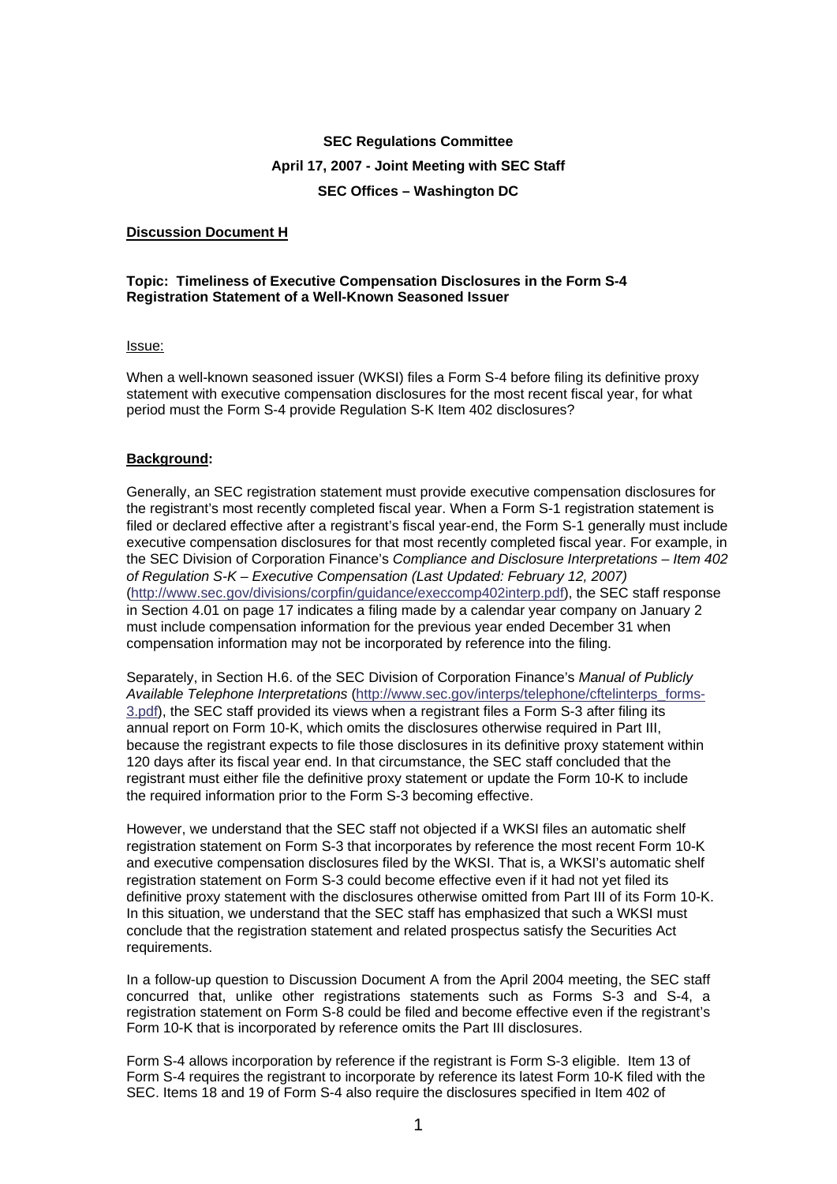**SEC Regulations Committee**

**April 17, 2007 - Joint Meeting with SEC Staff**

**SEC Offices – Washington DC**

**Discussion Document H**

**Topic: Timeliness of Executive Compensation Disclosures in the Form S-4 Registration Statement of a Well-Known Seasoned Issuer**

Issue:

When a well-known seasoned issuer (WKSI) files a Form S-4 before filing its definitive proxy statement with executive compensation disclosures for the most recent fiscal year, for what period must the Form S-4 provide Regulation S-K Item 402 disclosures?

**Background:**

Generally, an SEC registration statement must provide executive compensation disclosures for the registrant's most recently completed fiscal year. When a Form S-1 registration statement is filed or declared effective after a registrant's fiscal year-end, the Form S-1 generally must include executive compensation disclosures for that most recently completed fiscal year. For example, in the SEC Division of Corporation Finance's *Compliance and Disclosure Interpretations – Item 402 of Regulation S-K – Executive Compensation (Last Updated: February 12, 2007)* (http://www.sec.gov/divisions/corpfin/guidance/execcomp402interp.pdf), the SEC staff response in Section 4.01 on page 17 indicates a filing made by a calendar year company on January 2 must include compensation information for the previous year ended December 31 when compensation information may not be incorporated by reference into the filing.

Separately, in Section H.6. of the SEC Division of Corporation Finance's *Manual of Publicly Available Telephone Interpretations* (http://www.sec.gov/interps/telephone/cftelinterps_forms-3.pdf), the SEC staff provided its views when a registrant files a Form S-3 after filing its annual report on Form 10-K, which omits the disclosures otherwise required in Part III, because the registrant expects to file those disclosures in its definitive proxy statement within 120 days after its fiscal year end. In that circumstance, the SEC staff concluded that the registrant must either file the definitive proxy statement or update the Form 10-K to include the required information prior to the Form S-3 becoming effective.

However, we understand that the SEC staff not objected if a WKSI files an automatic shelf registration statement on Form S-3 that incorporates by reference the most recent Form 10-K and executive compensation disclosures filed by the WKSI. That is, a WKSI's automatic shelf registration statement on Form S-3 could become effective even if it had not yet filed its definitive proxy statement with the disclosures otherwise omitted from Part III of its Form 10-K. In this situation, we understand that the SEC staff has emphasized that such a WKSI must conclude that the registration statement and related prospectus satisfy the Securities Act requirements.

In a follow-up question to Discussion Document A from the April 2004 meeting, the SEC staff concurred that, unlike other registrations statements such as Forms S-3 and S-4, a registration statement on Form S-8 could be filed and become effective even if the registrant's Form 10-K that is incorporated by reference omits the Part III disclosures.

Form S-4 allows incorporation by reference if the registrant is Form S-3 eligible. Item 13 of Form S-4 requires the registrant to incorporate by reference its latest Form 10-K filed with the SEC. Items 18 and 19 of Form S-4 also require the disclosures specified in Item 402 of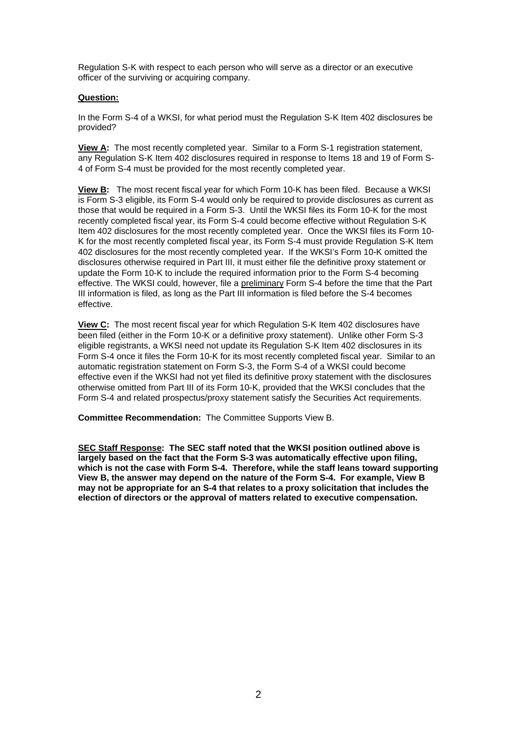Regulation S-K with respect to each person who will serve as a director or an executive officer of the surviving or acquiring company.

**Question:**

In the Form S-4 of a WKSI, for what period must the Regulation S-K Item 402 disclosures be provided?

**View A:** The most recently completed year. Similar to a Form S-1 registration statement, any Regulation S-K Item 402 disclosures required in response to Items 18 and 19 of Form S-4 of Form S-4 must be provided for the most recently completed year.

**View B:** The most recent fiscal year for which Form 10-K has been filed. Because a WKSI is Form S-3 eligible, its Form S-4 would only be required to provide disclosures as current as those that would be required in a Form S-3. Until the WKSI files its Form 10-K for the most recently completed fiscal year, its Form S-4 could become effective without Regulation S-K Item 402 disclosures for the most recently completed year. Once the WKSI files its Form 10-K for the most recently completed fiscal year, its Form S-4 must provide Regulation S-K Item 402 disclosures for the most recently completed year. If the WKSI's Form 10-K omitted the disclosures otherwise required in Part III, it must either file the definitive proxy statement or update the Form 10-K to include the required information prior to the Form S-4 becoming effective. The WKSI could, however, file a preliminary Form S-4 before the time that the Part III information is filed, as long as the Part III information is filed before the S-4 becomes effective.

**View C:** The most recent fiscal year for which Regulation S-K Item 402 disclosures have been filed (either in the Form 10-K or a definitive proxy statement). Unlike other Form S-3 eligible registrants, a WKSI need not update its Regulation S-K Item 402 disclosures in its Form S-4 once it files the Form 10-K for its most recently completed fiscal year. Similar to an automatic registration statement on Form S-3, the Form S-4 of a WKSI could become effective even if the WKSI had not yet filed its definitive proxy statement with the disclosures otherwise omitted from Part III of its Form 10-K, provided that the WKSI concludes that the Form S-4 and related prospectus/proxy statement satisfy the Securities Act requirements.

**Committee Recommendation:** The Committee Supports View B.

**SEC Staff Response: The SEC staff noted that the WKSI position outlined above is largely based on the fact that the Form S-3 was automatically effective upon filing, which is not the case with Form S-4. Therefore, while the staff leans toward supporting View B, the answer may depend on the nature of the Form S-4. For example, View B may not be appropriate for an S-4 that relates to a proxy solicitation that includes the election of directors or the approval of matters related to executive compensation.**